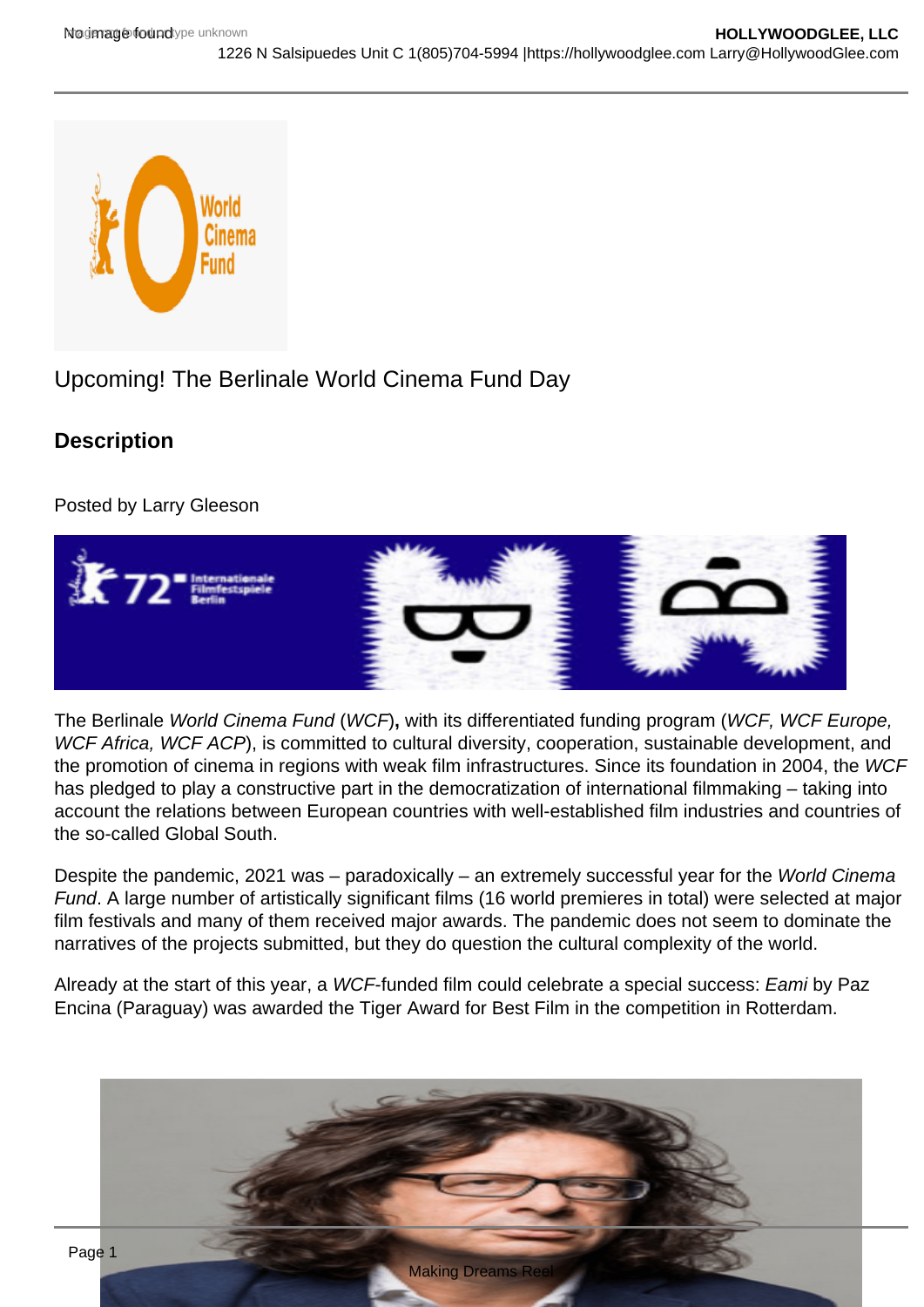# Upcoming! The Berlinale World Cinema Fund Day

## Description

Posted by Larry Gleeson

The Berlinale *World Cinema Fund* (*WCF*)**,** with its differentiated funding program (*WCF, WCF Europe, WCF Africa, WCF ACP*), is committed to cultural diversity, cooperation, sustainable development, and the promotion of cinema in regions with weak film infrastructures. Since its foundation in 2004, the *WCF* has pledged to play a constructive part in the democratization of international filmmaking – taking into account the relations between European countries with well-established film industries and countries of the so-called Global South.

Despite the pandemic, 2021 was – paradoxically – an extremely successful year for the *World Cinema Fund*. A large number of artistically significant films (16 world premieres in total) were selected at major film festivals and many of them received major awards. The pandemic does not seem to dominate the narratives of the projects submitted, but they do question the cultural complexity of the world.

Already at the start of this year, a *WCF*-funded film could celebrate a special success: *Eami* by Paz Encina (Paraguay) was awarded the Tiger Award for Best Film in the competition in Rotterdam.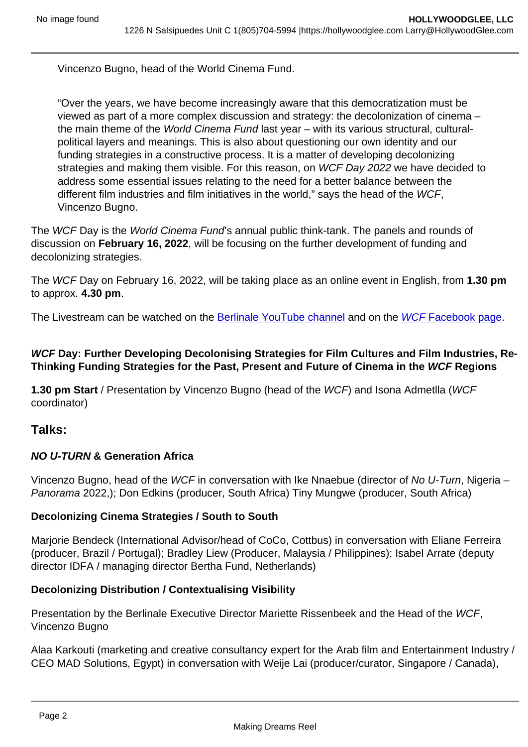Vincenzo Bugno, head of the World Cinema Fund.

"Over the years, we have become increasingly aware that this democratization must be viewed as part of a more complex discussion and strategy: the decolonization of cinema – the main theme of the *World Cinema Fund* last year – with its various structural, cultural-political layers and meanings. This is also about questioning our own identity and our funding strategies in a constructive process. It is a matter of developing decolonizing strategies and making them visible. For this reason, on *WCF Day 2022* we have decided to address some essential issues relating to the need for a better balance between the different film industries and film initiatives in the world," says the head of the *WCF*, Vincenzo Bugno.

The *WCF* Day is the *World Cinema Fund*'s annual public think-tank. The panels and rounds of discussion on **February 16, 2022**, will be focusing on the further development of funding and decolonizing strategies.

The *WCF* Day on February 16, 2022, will be taking place as an online event in English, from **1.30 pm** to approx. **4.30 pm**.

The Livestream can be watched on the Berlinale YouTube channel and on the *WCF* Facebook page.

**_WCF_ Day: Further Developing Decolonising Strategies for Film Cultures and Film Industries, Re-Thinking Funding Strategies for the Past, Present and Future of Cinema in the _WCF_ Regions**

**1.30 pm Start** / Presentation by Vincenzo Bugno (head of the *WCF*) and Isona Admetlla (*WCF* coordinator)

## Talks:

**_NO U-TURN_ & Generation Africa**

Vincenzo Bugno, head of the *WCF* in conversation with Ike Nnaebue (director of *No U-Turn*, Nigeria – *Panorama* 2022,); Don Edkins (producer, South Africa) Tiny Mungwe (producer, South Africa)

**Decolonizing Cinema Strategies / South to South**

Marjorie Bendeck (International Advisor/head of CoCo, Cottbus) in conversation with Eliane Ferreira (producer, Brazil / Portugal); Bradley Liew (Producer, Malaysia / Philippines); Isabel Arrate (deputy director IDFA / managing director Bertha Fund, Netherlands)

**Decolonizing Distribution / Contextualising Visibility**

Presentation by the Berlinale Executive Director Mariette Rissenbeek and the Head of the *WCF*, Vincenzo Bugno

Alaa Karkouti (marketing and creative consultancy expert for the Arab film and Entertainment Industry / CEO MAD Solutions, Egypt) in conversation with Weije Lai (producer/curator, Singapore / Canada),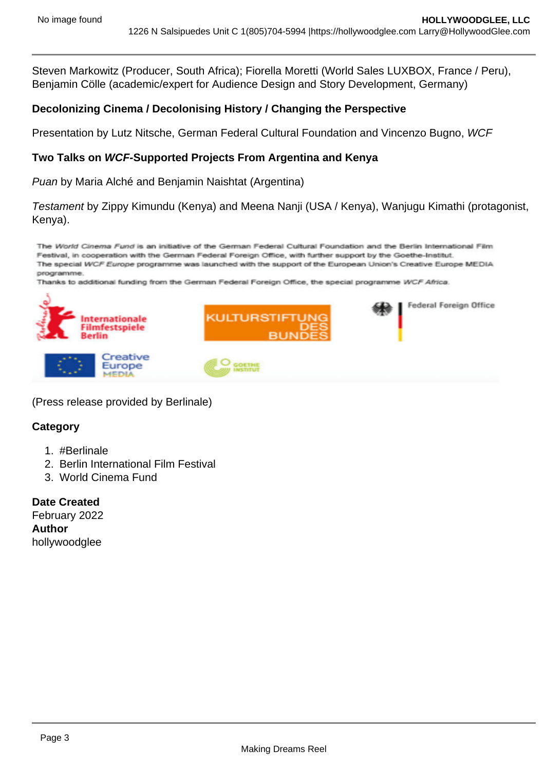Steven Markowitz (Producer, South Africa); Fiorella Moretti (World Sales LUXBOX, France / Peru), Benjamin Cölle (academic/expert for Audience Design and Story Development, Germany)

**Decolonizing Cinema / Decolonising History / Changing the Perspective**

Presentation by Lutz Nitsche, German Federal Cultural Foundation and Vincenzo Bugno, *WCF*

**Two Talks on *WCF*-Supported Projects From Argentina and Kenya**

*Puan* by Maria Alché and Benjamin Naishtat (Argentina)

*Testament* by Zippy Kimundu (Kenya) and Meena Nanji (USA / Kenya), Wanjugu Kimathi (protagonist, Kenya).

The *World Cinema Fund* is an initiative of the German Federal Cultural Foundation and the Berlin International Film Festival, in cooperation with the German Federal Foreign Office, with further support by the Goethe-Institut.
The special *WCF Europe* programme was launched with the support of the European Union's Creative Europe MEDIA programme.
Thanks to additional funding from the German Federal Foreign Office, the special programme *WCF Africa*.

Berlinale Internationale Filmfestspiele Berlin

KULTURSTIFTUNG DES BUNDES

Federal Foreign Office

Creative Europe MEDIA

GOETHE INSTITUT

(Press release provided by Berlinale)

**Category**

1. #Berlinale
2. Berlin International Film Festival
3. World Cinema Fund

**Date Created**
February 2022
**Author**
hollywoodglee